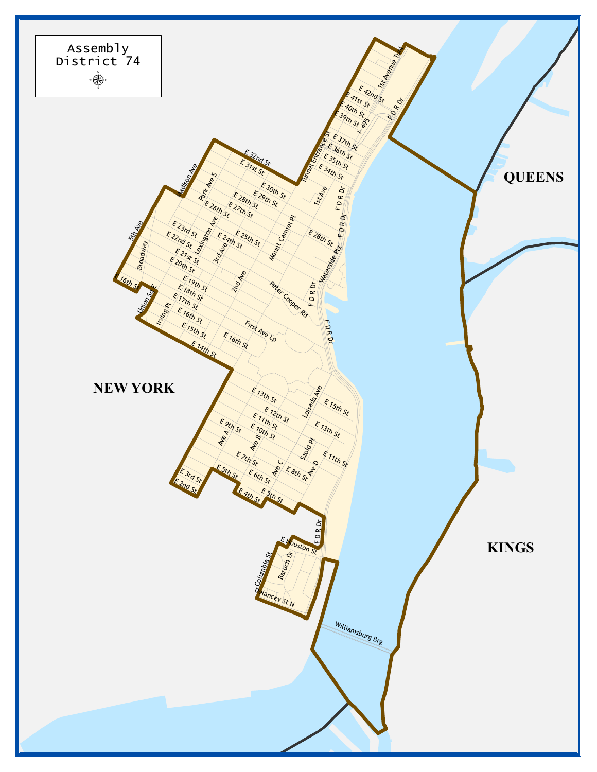# Assembly District 74

NEW YORK

QUEENS

KINGS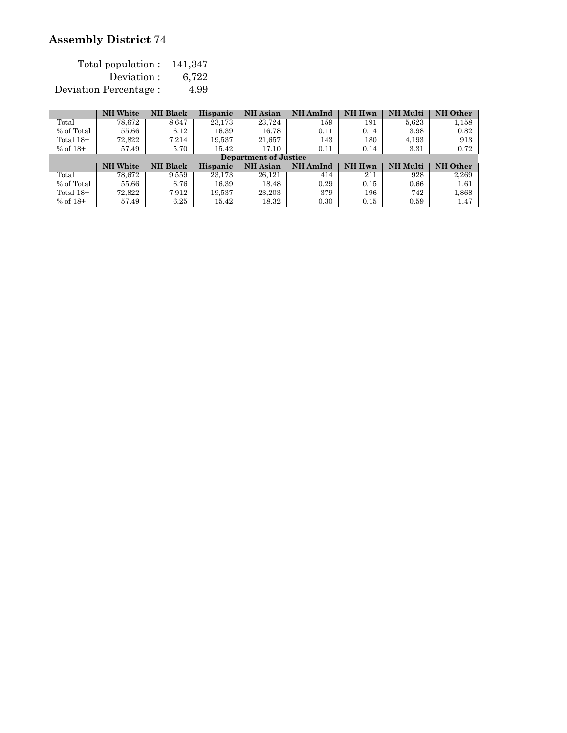## **Assembly District** 74

Total population : 141,347
Deviation : 6,722
Deviation Percentage : 4.99

| | NH White | NH Black | Hispanic | NH Asian | NH AmInd | NH Hwn | NH Multi | NH Other |
|---|---|---|---|---|---|---|---|---|
| Total | 78,672 | 8,647 | 23,173 | 23,724 | 159 | 191 | 5,623 | 1,158 |
| % of Total | 55.66 | 6.12 | 16.39 | 16.78 | 0.11 | 0.14 | 3.98 | 0.82 |
| Total 18+ | 72,822 | 7,214 | 19,537 | 21,657 | 143 | 180 | 4,193 | 913 |
| % of 18+ | 57.49 | 5.70 | 15.42 | 17.10 | 0.11 | 0.14 | 3.31 | 0.72 |
| **Department of Justice** | | | | | | | | |
| | **NH White** | **NH Black** | **Hispanic** | **NH Asian** | **NH AmInd** | **NH Hwn** | **NH Multi** | **NH Other** |
| Total | 78,672 | 9,559 | 23,173 | 26,121 | 414 | 211 | 928 | 2,269 |
| % of Total | 55.66 | 6.76 | 16.39 | 18.48 | 0.29 | 0.15 | 0.66 | 1.61 |
| Total 18+ | 72,822 | 7,912 | 19,537 | 23,203 | 379 | 196 | 742 | 1,868 |
| % of 18+ | 57.49 | 6.25 | 15.42 | 18.32 | 0.30 | 0.15 | 0.59 | 1.47 |